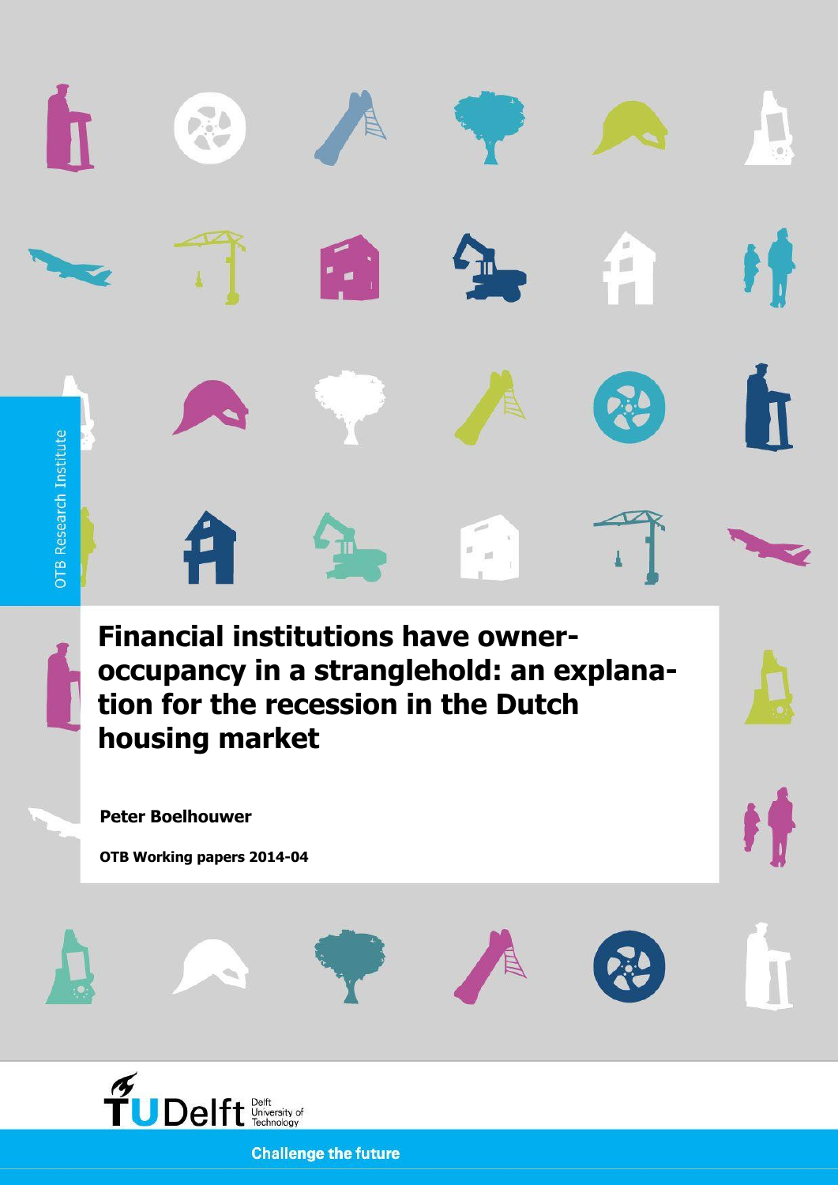OTB Research Institute

# Financial institutions have owner-occupancy in a stranglehold: an explanation for the recession in the Dutch housing market

**Peter Boelhouwer**

**OTB Working papers 2014-04**

TU Delft Delft University of Technology

Challenge the future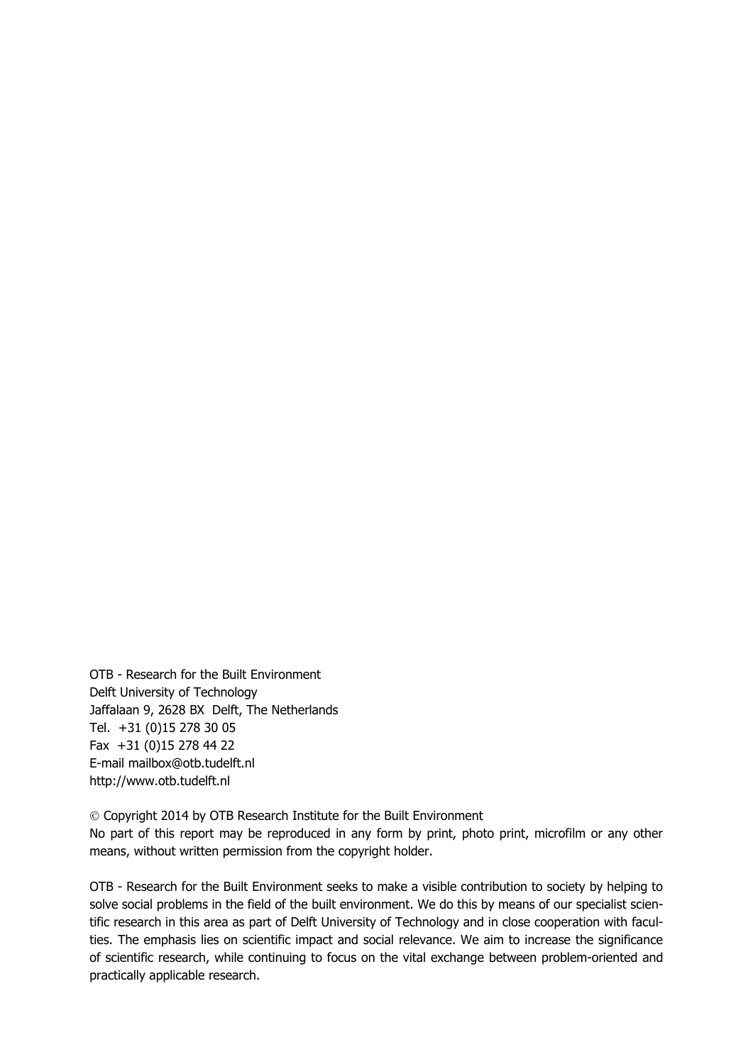OTB - Research for the Built Environment
Delft University of Technology
Jaffalaan 9, 2628 BX Delft, The Netherlands
Tel. +31 (0)15 278 30 05
Fax +31 (0)15 278 44 22
E-mail mailbox@otb.tudelft.nl
http://www.otb.tudelft.nl

© Copyright 2014 by OTB Research Institute for the Built Environment
No part of this report may be reproduced in any form by print, photo print, microfilm or any other means, without written permission from the copyright holder.

OTB - Research for the Built Environment seeks to make a visible contribution to society by helping to solve social problems in the field of the built environment. We do this by means of our specialist scientific research in this area as part of Delft University of Technology and in close cooperation with faculties. The emphasis lies on scientific impact and social relevance. We aim to increase the significance of scientific research, while continuing to focus on the vital exchange between problem-oriented and practically applicable research.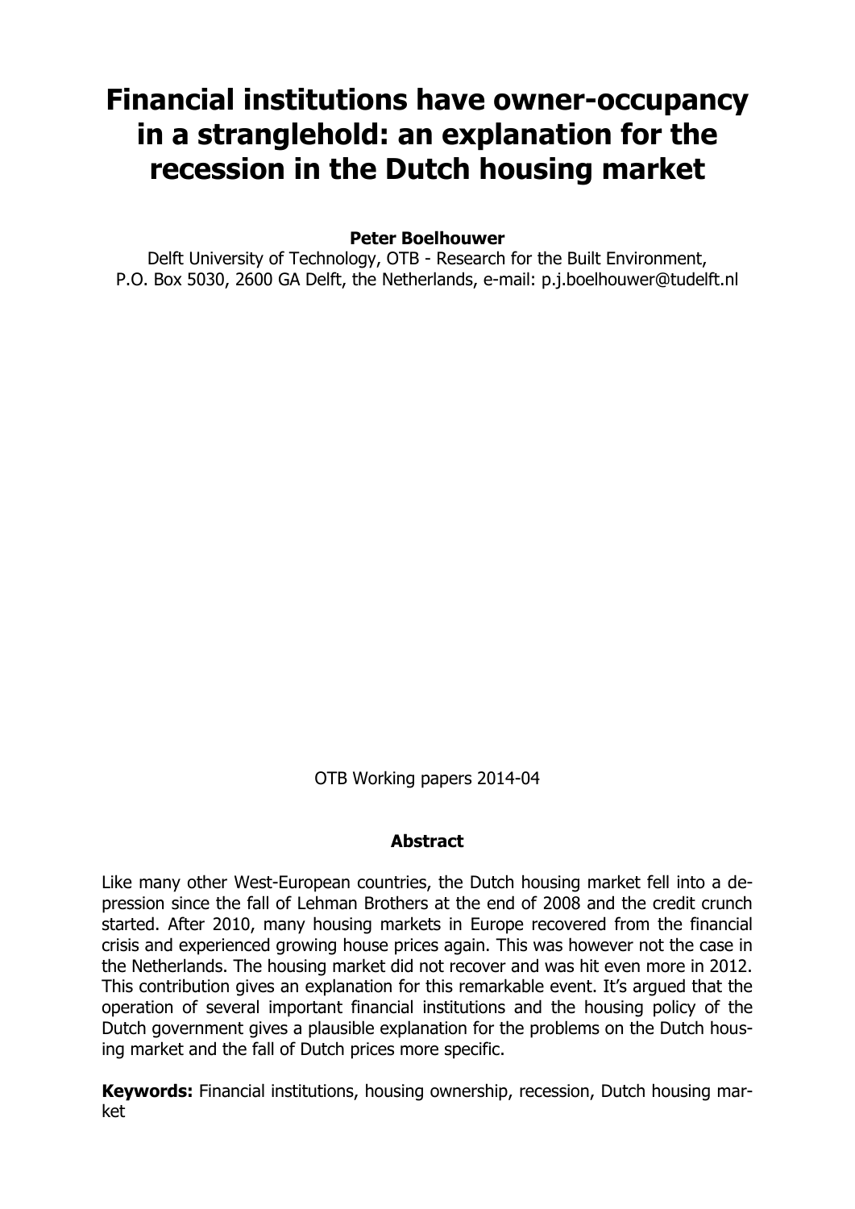# Financial institutions have owner-occupancy in a stranglehold: an explanation for the recession in the Dutch housing market

**Peter Boelhouwer**

Delft University of Technology, OTB - Research for the Built Environment, P.O. Box 5030, 2600 GA Delft, the Netherlands, e-mail: p.j.boelhouwer@tudelft.nl

OTB Working papers 2014-04

**Abstract**

Like many other West-European countries, the Dutch housing market fell into a depression since the fall of Lehman Brothers at the end of 2008 and the credit crunch started. After 2010, many housing markets in Europe recovered from the financial crisis and experienced growing house prices again. This was however not the case in the Netherlands. The housing market did not recover and was hit even more in 2012. This contribution gives an explanation for this remarkable event. It's argued that the operation of several important financial institutions and the housing policy of the Dutch government gives a plausible explanation for the problems on the Dutch housing market and the fall of Dutch prices more specific.

**Keywords:** Financial institutions, housing ownership, recession, Dutch housing market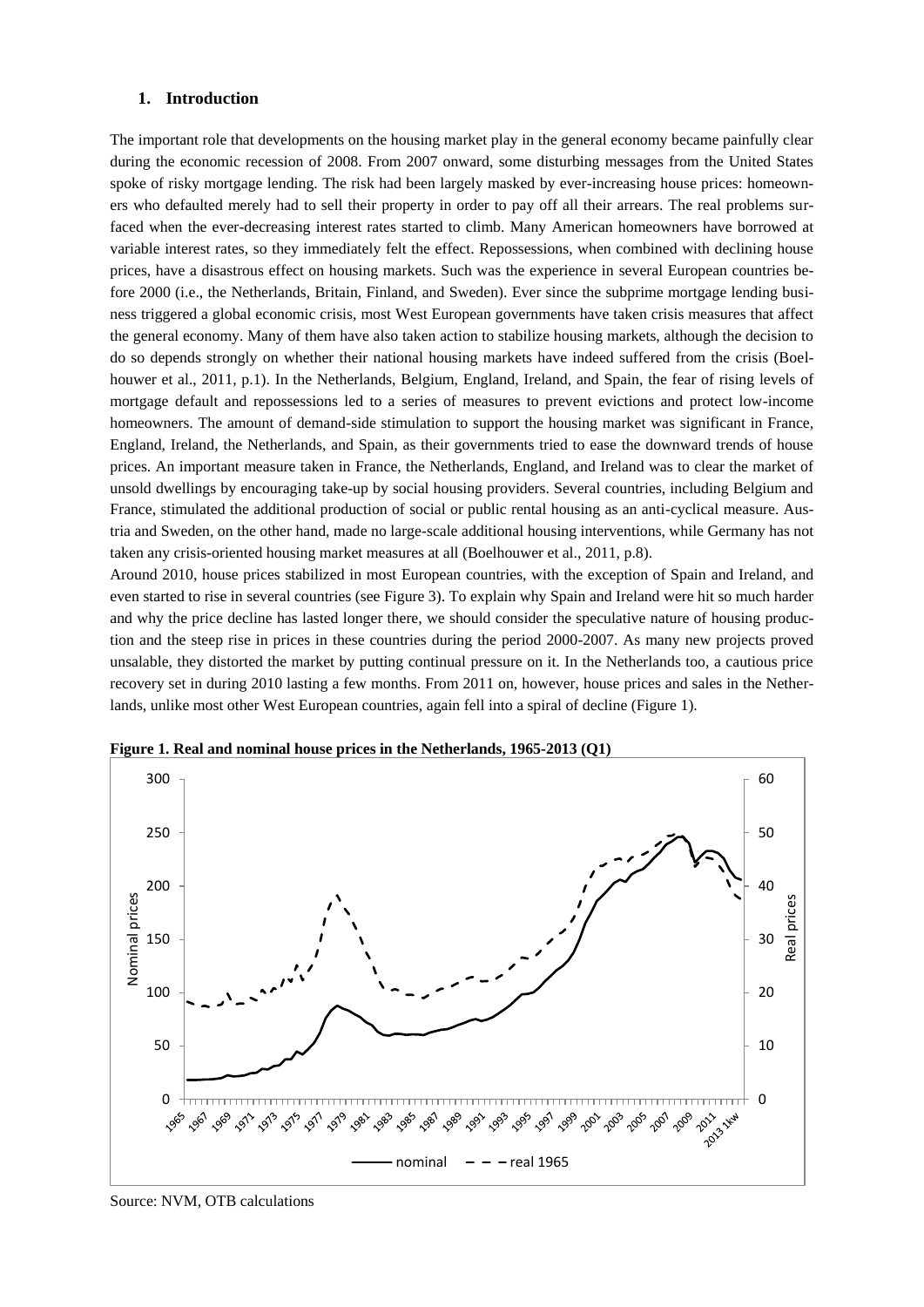## 1. Introduction

The important role that developments on the housing market play in the general economy became painfully clear during the economic recession of 2008. From 2007 onward, some disturbing messages from the United States spoke of risky mortgage lending. The risk had been largely masked by ever-increasing house prices: homeowners who defaulted merely had to sell their property in order to pay off all their arrears. The real problems surfaced when the ever-decreasing interest rates started to climb. Many American homeowners have borrowed at variable interest rates, so they immediately felt the effect. Repossessions, when combined with declining house prices, have a disastrous effect on housing markets. Such was the experience in several European countries before 2000 (i.e., the Netherlands, Britain, Finland, and Sweden). Ever since the subprime mortgage lending business triggered a global economic crisis, most West European governments have taken crisis measures that affect the general economy. Many of them have also taken action to stabilize housing markets, although the decision to do so depends strongly on whether their national housing markets have indeed suffered from the crisis (Boelhouwer et al., 2011, p.1). In the Netherlands, Belgium, England, Ireland, and Spain, the fear of rising levels of mortgage default and repossessions led to a series of measures to prevent evictions and protect low-income homeowners. The amount of demand-side stimulation to support the housing market was significant in France, England, Ireland, the Netherlands, and Spain, as their governments tried to ease the downward trends of house prices. An important measure taken in France, the Netherlands, England, and Ireland was to clear the market of unsold dwellings by encouraging take-up by social housing providers. Several countries, including Belgium and France, stimulated the additional production of social or public rental housing as an anti-cyclical measure. Austria and Sweden, on the other hand, made no large-scale additional housing interventions, while Germany has not taken any crisis-oriented housing market measures at all (Boelhouwer et al., 2011, p.8).

Around 2010, house prices stabilized in most European countries, with the exception of Spain and Ireland, and even started to rise in several countries (see Figure 3). To explain why Spain and Ireland were hit so much harder and why the price decline has lasted longer there, we should consider the speculative nature of housing production and the steep rise in prices in these countries during the period 2000-2007. As many new projects proved unsalable, they distorted the market by putting continual pressure on it. In the Netherlands too, a cautious price recovery set in during 2010 lasting a few months. From 2011 on, however, house prices and sales in the Netherlands, unlike most other West European countries, again fell into a spiral of decline (Figure 1).

**Figure 1. Real and nominal house prices in the Netherlands, 1965-2013 (Q1)**

Source: NVM, OTB calculations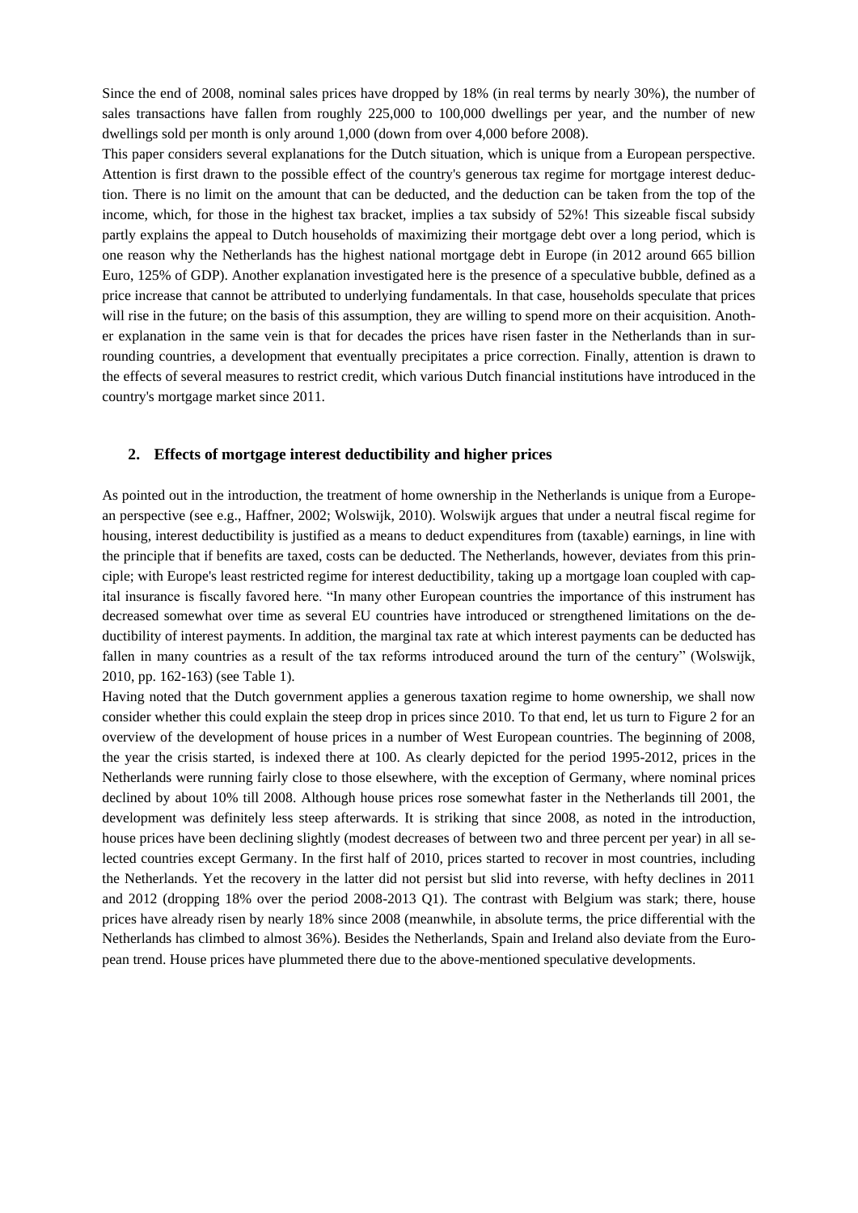Since the end of 2008, nominal sales prices have dropped by 18% (in real terms by nearly 30%), the number of sales transactions have fallen from roughly 225,000 to 100,000 dwellings per year, and the number of new dwellings sold per month is only around 1,000 (down from over 4,000 before 2008).

This paper considers several explanations for the Dutch situation, which is unique from a European perspective. Attention is first drawn to the possible effect of the country's generous tax regime for mortgage interest deduction. There is no limit on the amount that can be deducted, and the deduction can be taken from the top of the income, which, for those in the highest tax bracket, implies a tax subsidy of 52%! This sizeable fiscal subsidy partly explains the appeal to Dutch households of maximizing their mortgage debt over a long period, which is one reason why the Netherlands has the highest national mortgage debt in Europe (in 2012 around 665 billion Euro, 125% of GDP). Another explanation investigated here is the presence of a speculative bubble, defined as a price increase that cannot be attributed to underlying fundamentals. In that case, households speculate that prices will rise in the future; on the basis of this assumption, they are willing to spend more on their acquisition. Another explanation in the same vein is that for decades the prices have risen faster in the Netherlands than in surrounding countries, a development that eventually precipitates a price correction. Finally, attention is drawn to the effects of several measures to restrict credit, which various Dutch financial institutions have introduced in the country's mortgage market since 2011.

## 2. Effects of mortgage interest deductibility and higher prices

As pointed out in the introduction, the treatment of home ownership in the Netherlands is unique from a European perspective (see e.g., Haffner, 2002; Wolswijk, 2010). Wolswijk argues that under a neutral fiscal regime for housing, interest deductibility is justified as a means to deduct expenditures from (taxable) earnings, in line with the principle that if benefits are taxed, costs can be deducted. The Netherlands, however, deviates from this principle; with Europe's least restricted regime for interest deductibility, taking up a mortgage loan coupled with capital insurance is fiscally favored here. "In many other European countries the importance of this instrument has decreased somewhat over time as several EU countries have introduced or strengthened limitations on the deductibility of interest payments. In addition, the marginal tax rate at which interest payments can be deducted has fallen in many countries as a result of the tax reforms introduced around the turn of the century" (Wolswijk, 2010, pp. 162-163) (see Table 1).

Having noted that the Dutch government applies a generous taxation regime to home ownership, we shall now consider whether this could explain the steep drop in prices since 2010. To that end, let us turn to Figure 2 for an overview of the development of house prices in a number of West European countries. The beginning of 2008, the year the crisis started, is indexed there at 100. As clearly depicted for the period 1995-2012, prices in the Netherlands were running fairly close to those elsewhere, with the exception of Germany, where nominal prices declined by about 10% till 2008. Although house prices rose somewhat faster in the Netherlands till 2001, the development was definitely less steep afterwards. It is striking that since 2008, as noted in the introduction, house prices have been declining slightly (modest decreases of between two and three percent per year) in all selected countries except Germany. In the first half of 2010, prices started to recover in most countries, including the Netherlands. Yet the recovery in the latter did not persist but slid into reverse, with hefty declines in 2011 and 2012 (dropping 18% over the period 2008-2013 Q1). The contrast with Belgium was stark; there, house prices have already risen by nearly 18% since 2008 (meanwhile, in absolute terms, the price differential with the Netherlands has climbed to almost 36%). Besides the Netherlands, Spain and Ireland also deviate from the European trend. House prices have plummeted there due to the above-mentioned speculative developments.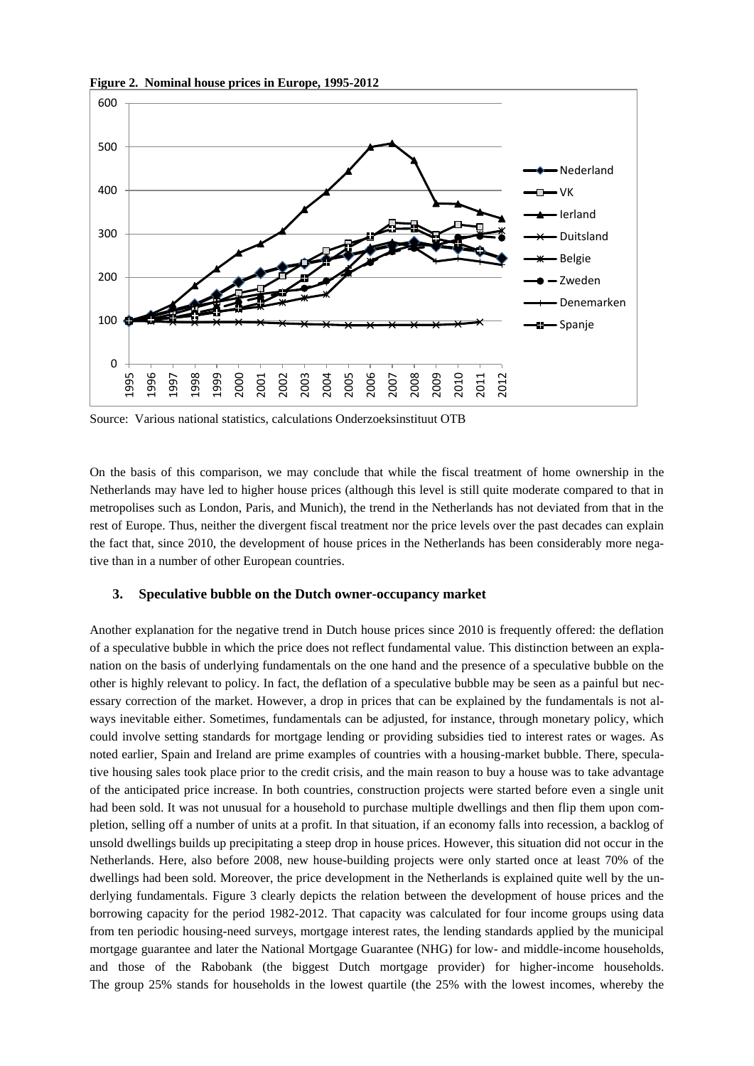**Figure 2. Nominal house prices in Europe, 1995-2012**

Source: Various national statistics, calculations Onderzoeksinstituut OTB

On the basis of this comparison, we may conclude that while the fiscal treatment of home ownership in the Netherlands may have led to higher house prices (although this level is still quite moderate compared to that in metropolises such as London, Paris, and Munich), the trend in the Netherlands has not deviated from that in the rest of Europe. Thus, neither the divergent fiscal treatment nor the price levels over the past decades can explain the fact that, since 2010, the development of house prices in the Netherlands has been considerably more negative than in a number of other European countries.

## 3. Speculative bubble on the Dutch owner-occupancy market

Another explanation for the negative trend in Dutch house prices since 2010 is frequently offered: the deflation of a speculative bubble in which the price does not reflect fundamental value. This distinction between an explanation on the basis of underlying fundamentals on the one hand and the presence of a speculative bubble on the other is highly relevant to policy. In fact, the deflation of a speculative bubble may be seen as a painful but necessary correction of the market. However, a drop in prices that can be explained by the fundamentals is not always inevitable either. Sometimes, fundamentals can be adjusted, for instance, through monetary policy, which could involve setting standards for mortgage lending or providing subsidies tied to interest rates or wages. As noted earlier, Spain and Ireland are prime examples of countries with a housing-market bubble. There, speculative housing sales took place prior to the credit crisis, and the main reason to buy a house was to take advantage of the anticipated price increase. In both countries, construction projects were started before even a single unit had been sold. It was not unusual for a household to purchase multiple dwellings and then flip them upon completion, selling off a number of units at a profit. In that situation, if an economy falls into recession, a backlog of unsold dwellings builds up precipitating a steep drop in house prices. However, this situation did not occur in the Netherlands. Here, also before 2008, new house-building projects were only started once at least 70% of the dwellings had been sold. Moreover, the price development in the Netherlands is explained quite well by the underlying fundamentals. Figure 3 clearly depicts the relation between the development of house prices and the borrowing capacity for the period 1982-2012. That capacity was calculated for four income groups using data from ten periodic housing-need surveys, mortgage interest rates, the lending standards applied by the municipal mortgage guarantee and later the National Mortgage Guarantee (NHG) for low- and middle-income households, and those of the Rabobank (the biggest Dutch mortgage provider) for higher-income households. The group 25% stands for households in the lowest quartile (the 25% with the lowest incomes, whereby the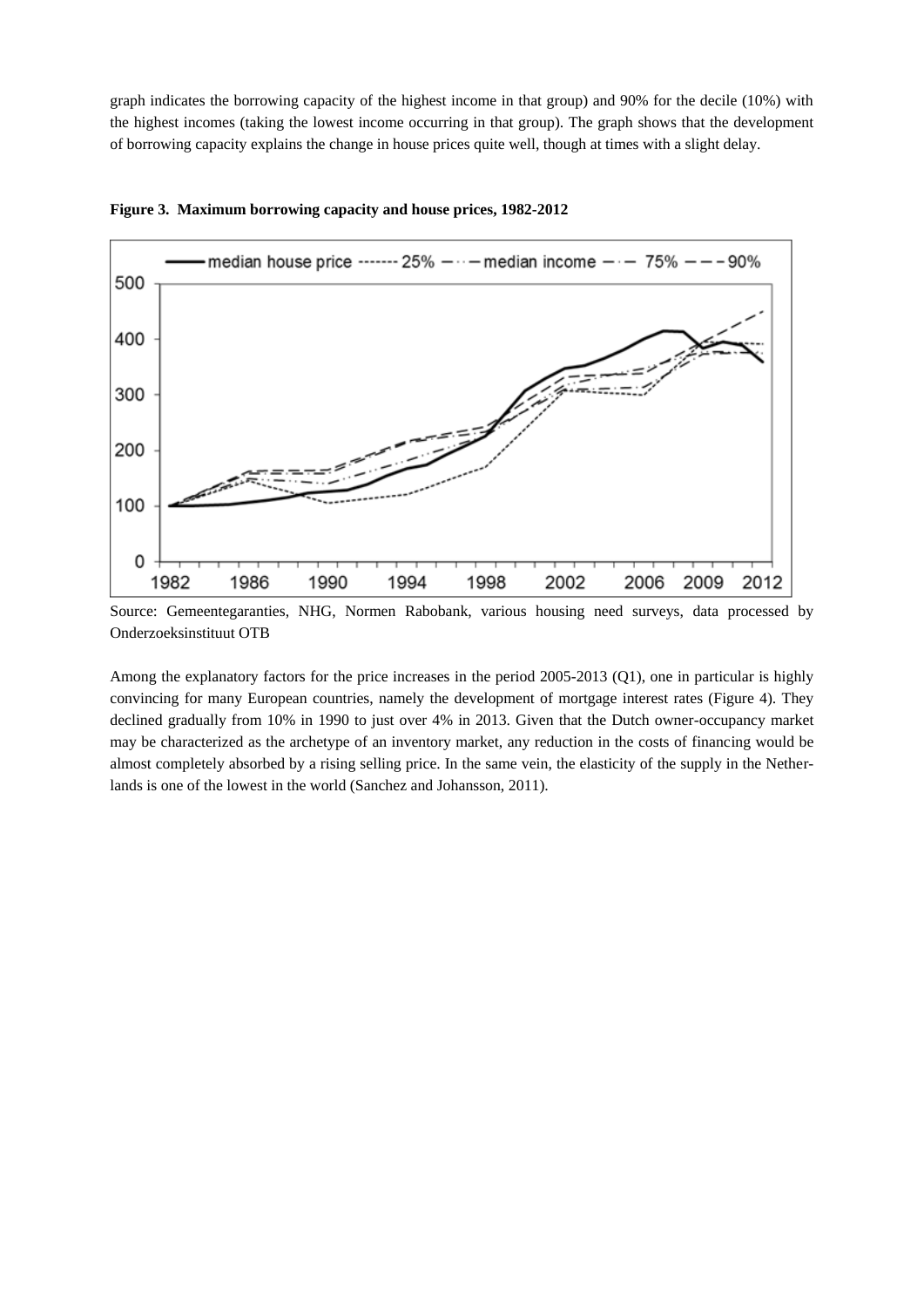graph indicates the borrowing capacity of the highest income in that group) and 90% for the decile (10%) with the highest incomes (taking the lowest income occurring in that group). The graph shows that the development of borrowing capacity explains the change in house prices quite well, though at times with a slight delay.

**Figure 3. Maximum borrowing capacity and house prices, 1982-2012**

Source: Gemeentegaranties, NHG, Normen Rabobank, various housing need surveys, data processed by Onderzoeksinstituut OTB

Among the explanatory factors for the price increases in the period 2005-2013 (Q1), one in particular is highly convincing for many European countries, namely the development of mortgage interest rates (Figure 4). They declined gradually from 10% in 1990 to just over 4% in 2013. Given that the Dutch owner-occupancy market may be characterized as the archetype of an inventory market, any reduction in the costs of financing would be almost completely absorbed by a rising selling price. In the same vein, the elasticity of the supply in the Netherlands is one of the lowest in the world (Sanchez and Johansson, 2011).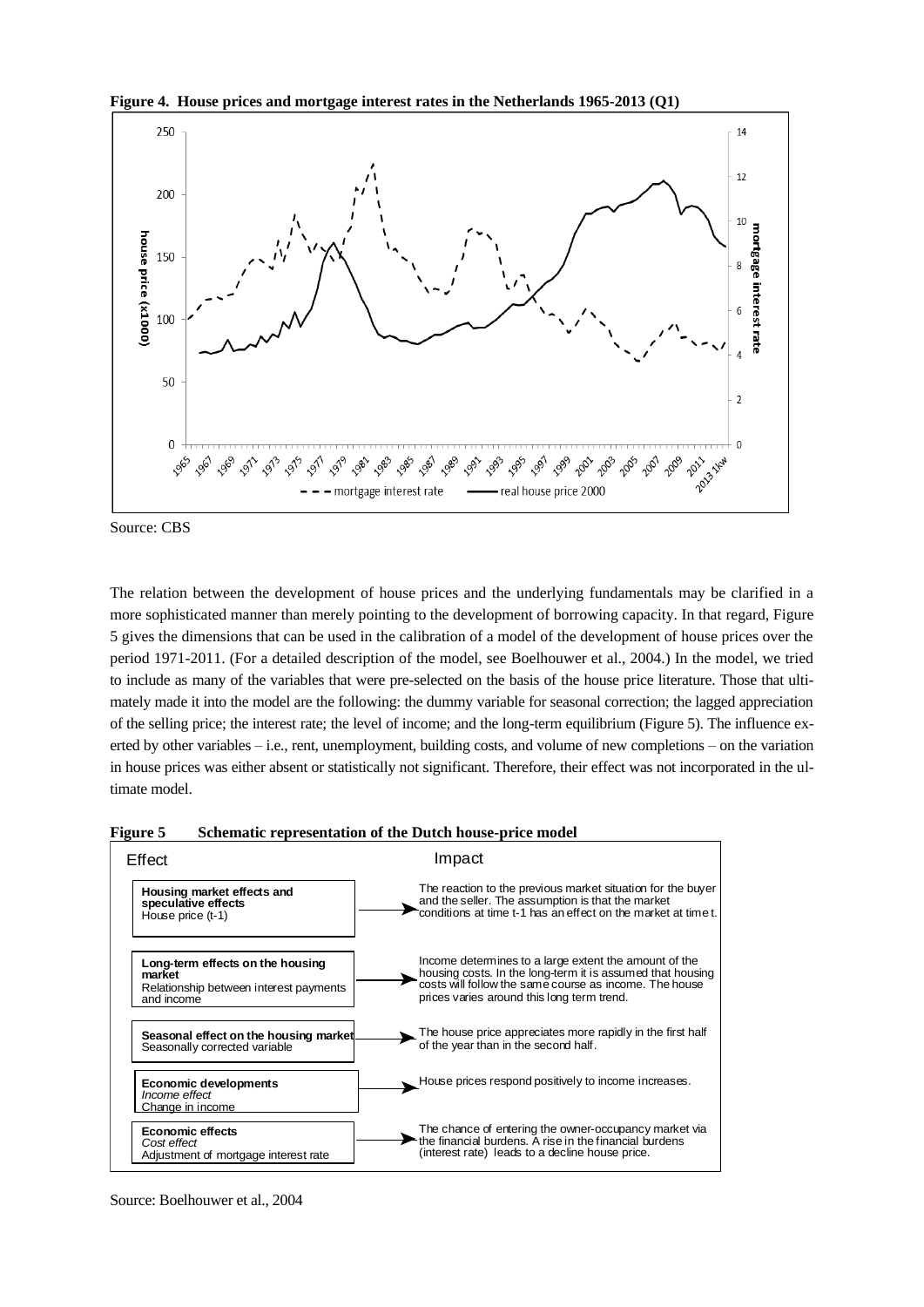**Figure 4. House prices and mortgage interest rates in the Netherlands 1965-2013 (Q1)**

Source: CBS

The relation between the development of house prices and the underlying fundamentals may be clarified in a more sophisticated manner than merely pointing to the development of borrowing capacity. In that regard, Figure 5 gives the dimensions that can be used in the calibration of a model of the development of house prices over the period 1971-2011. (For a detailed description of the model, see Boelhouwer et al., 2004.) In the model, we tried to include as many of the variables that were pre-selected on the basis of the house price literature. Those that ultimately made it into the model are the following: the dummy variable for seasonal correction; the lagged appreciation of the selling price; the interest rate; the level of income; and the long-term equilibrium (Figure 5). The influence exerted by other variables – i.e., rent, unemployment, building costs, and volume of new completions – on the variation in house prices was either absent or statistically not significant. Therefore, their effect was not incorporated in the ultimate model.

**Figure 5 Schematic representation of the Dutch house-price model**

| Effect | Impact |
| --- | --- |
| **Housing market effects and speculative effects** House price (t-1) | The reaction to the previous market situation for the buyer and the seller. The assumption is that the market conditions at time t-1 has an effect on the market at time t. |
| **Long-term effects on the housing market** Relationship between interest payments and income | Income determines to a large extent the amount of the housing costs. In the long-term it is assumed that housing costs will follow the same course as income. The house prices varies around this long term trend. |
| **Seasonal effect on the housing market** Seasonally corrected variable | The house price appreciates more rapidly in the first half of the year than in the second half. |
| **Economic developments** *Income effect* Change in income | House prices respond positively to income increases. |
| **Economic effects** *Cost effect* Adjustment of mortgage interest rate | The chance of entering the owner-occupancy market via the financial burdens. A rise in the financial burdens (interest rate) leads to a decline house price. |

Source: Boelhouwer et al., 2004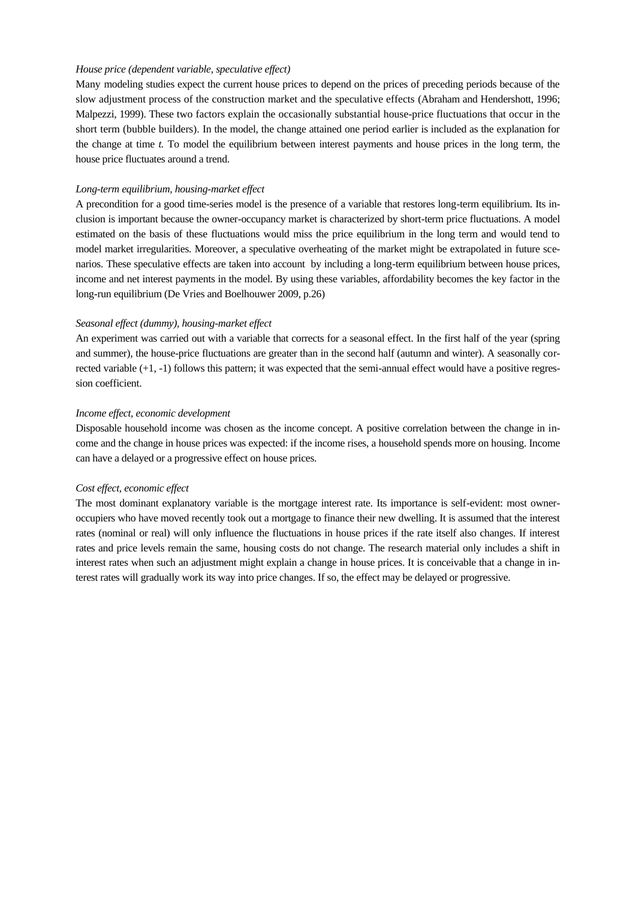*House price (dependent variable, speculative effect)*

Many modeling studies expect the current house prices to depend on the prices of preceding periods because of the slow adjustment process of the construction market and the speculative effects (Abraham and Hendershott, 1996; Malpezzi, 1999). These two factors explain the occasionally substantial house-price fluctuations that occur in the short term (bubble builders). In the model, the change attained one period earlier is included as the explanation for the change at time *t.* To model the equilibrium between interest payments and house prices in the long term, the house price fluctuates around a trend.

*Long-term equilibrium, housing-market effect*

A precondition for a good time-series model is the presence of a variable that restores long-term equilibrium. Its inclusion is important because the owner-occupancy market is characterized by short-term price fluctuations. A model estimated on the basis of these fluctuations would miss the price equilibrium in the long term and would tend to model market irregularities. Moreover, a speculative overheating of the market might be extrapolated in future scenarios. These speculative effects are taken into account by including a long-term equilibrium between house prices, income and net interest payments in the model. By using these variables, affordability becomes the key factor in the long-run equilibrium (De Vries and Boelhouwer 2009, p.26)

*Seasonal effect (dummy), housing-market effect*

An experiment was carried out with a variable that corrects for a seasonal effect. In the first half of the year (spring and summer), the house-price fluctuations are greater than in the second half (autumn and winter). A seasonally corrected variable (+1, -1) follows this pattern; it was expected that the semi-annual effect would have a positive regression coefficient.

*Income effect, economic development*

Disposable household income was chosen as the income concept. A positive correlation between the change in income and the change in house prices was expected: if the income rises, a household spends more on housing. Income can have a delayed or a progressive effect on house prices.

*Cost effect, economic effect*

The most dominant explanatory variable is the mortgage interest rate. Its importance is self-evident: most owner-occupiers who have moved recently took out a mortgage to finance their new dwelling. It is assumed that the interest rates (nominal or real) will only influence the fluctuations in house prices if the rate itself also changes. If interest rates and price levels remain the same, housing costs do not change. The research material only includes a shift in interest rates when such an adjustment might explain a change in house prices. It is conceivable that a change in interest rates will gradually work its way into price changes. If so, the effect may be delayed or progressive.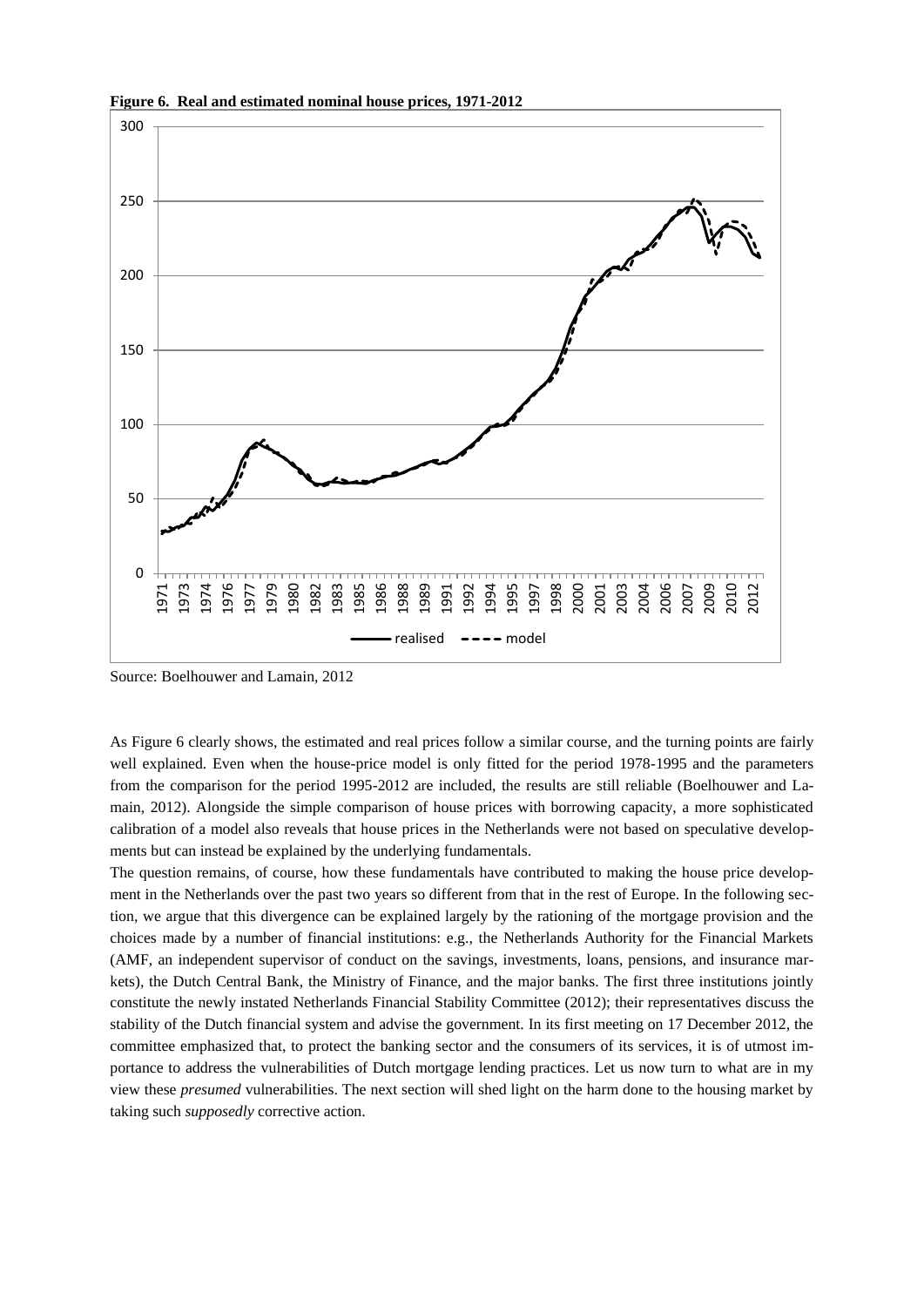**Figure 6. Real and estimated nominal house prices, 1971-2012**

Source: Boelhouwer and Lamain, 2012

As Figure 6 clearly shows, the estimated and real prices follow a similar course, and the turning points are fairly well explained. Even when the house-price model is only fitted for the period 1978-1995 and the parameters from the comparison for the period 1995-2012 are included, the results are still reliable (Boelhouwer and Lamain, 2012). Alongside the simple comparison of house prices with borrowing capacity, a more sophisticated calibration of a model also reveals that house prices in the Netherlands were not based on speculative developments but can instead be explained by the underlying fundamentals.

The question remains, of course, how these fundamentals have contributed to making the house price development in the Netherlands over the past two years so different from that in the rest of Europe. In the following section, we argue that this divergence can be explained largely by the rationing of the mortgage provision and the choices made by a number of financial institutions: e.g., the Netherlands Authority for the Financial Markets (AMF, an independent supervisor of conduct on the savings, investments, loans, pensions, and insurance markets), the Dutch Central Bank, the Ministry of Finance, and the major banks. The first three institutions jointly constitute the newly instated Netherlands Financial Stability Committee (2012); their representatives discuss the stability of the Dutch financial system and advise the government. In its first meeting on 17 December 2012, the committee emphasized that, to protect the banking sector and the consumers of its services, it is of utmost importance to address the vulnerabilities of Dutch mortgage lending practices. Let us now turn to what are in my view these *presumed* vulnerabilities. The next section will shed light on the harm done to the housing market by taking such *supposedly* corrective action.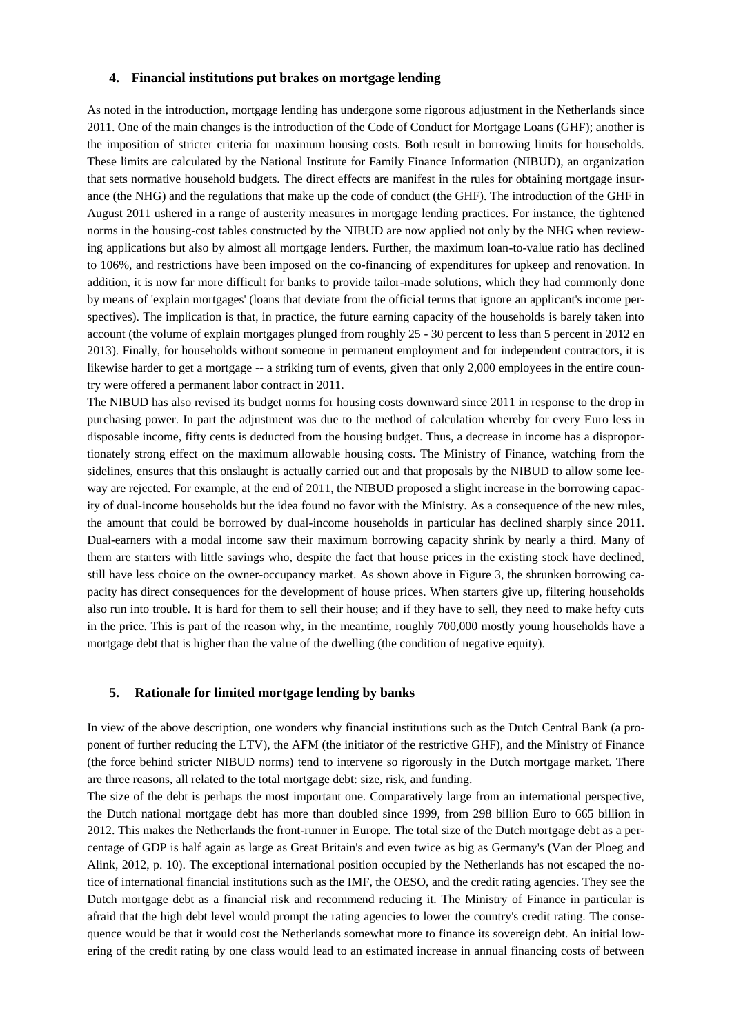### 4. Financial institutions put brakes on mortgage lending

As noted in the introduction, mortgage lending has undergone some rigorous adjustment in the Netherlands since 2011. One of the main changes is the introduction of the Code of Conduct for Mortgage Loans (GHF); another is the imposition of stricter criteria for maximum housing costs. Both result in borrowing limits for households. These limits are calculated by the National Institute for Family Finance Information (NIBUD), an organization that sets normative household budgets. The direct effects are manifest in the rules for obtaining mortgage insurance (the NHG) and the regulations that make up the code of conduct (the GHF). The introduction of the GHF in August 2011 ushered in a range of austerity measures in mortgage lending practices. For instance, the tightened norms in the housing-cost tables constructed by the NIBUD are now applied not only by the NHG when reviewing applications but also by almost all mortgage lenders. Further, the maximum loan-to-value ratio has declined to 106%, and restrictions have been imposed on the co-financing of expenditures for upkeep and renovation. In addition, it is now far more difficult for banks to provide tailor-made solutions, which they had commonly done by means of 'explain mortgages' (loans that deviate from the official terms that ignore an applicant's income perspectives). The implication is that, in practice, the future earning capacity of the households is barely taken into account (the volume of explain mortgages plunged from roughly 25 - 30 percent to less than 5 percent in 2012 en 2013). Finally, for households without someone in permanent employment and for independent contractors, it is likewise harder to get a mortgage -- a striking turn of events, given that only 2,000 employees in the entire country were offered a permanent labor contract in 2011.

The NIBUD has also revised its budget norms for housing costs downward since 2011 in response to the drop in purchasing power. In part the adjustment was due to the method of calculation whereby for every Euro less in disposable income, fifty cents is deducted from the housing budget. Thus, a decrease in income has a disproportionately strong effect on the maximum allowable housing costs. The Ministry of Finance, watching from the sidelines, ensures that this onslaught is actually carried out and that proposals by the NIBUD to allow some leeway are rejected. For example, at the end of 2011, the NIBUD proposed a slight increase in the borrowing capacity of dual-income households but the idea found no favor with the Ministry. As a consequence of the new rules, the amount that could be borrowed by dual-income households in particular has declined sharply since 2011. Dual-earners with a modal income saw their maximum borrowing capacity shrink by nearly a third. Many of them are starters with little savings who, despite the fact that house prices in the existing stock have declined, still have less choice on the owner-occupancy market. As shown above in Figure 3, the shrunken borrowing capacity has direct consequences for the development of house prices. When starters give up, filtering households also run into trouble. It is hard for them to sell their house; and if they have to sell, they need to make hefty cuts in the price. This is part of the reason why, in the meantime, roughly 700,000 mostly young households have a mortgage debt that is higher than the value of the dwelling (the condition of negative equity).

### 5. Rationale for limited mortgage lending by banks

In view of the above description, one wonders why financial institutions such as the Dutch Central Bank (a proponent of further reducing the LTV), the AFM (the initiator of the restrictive GHF), and the Ministry of Finance (the force behind stricter NIBUD norms) tend to intervene so rigorously in the Dutch mortgage market. There are three reasons, all related to the total mortgage debt: size, risk, and funding.

The size of the debt is perhaps the most important one. Comparatively large from an international perspective, the Dutch national mortgage debt has more than doubled since 1999, from 298 billion Euro to 665 billion in 2012. This makes the Netherlands the front-runner in Europe. The total size of the Dutch mortgage debt as a percentage of GDP is half again as large as Great Britain's and even twice as big as Germany's (Van der Ploeg and Alink, 2012, p. 10). The exceptional international position occupied by the Netherlands has not escaped the notice of international financial institutions such as the IMF, the OESO, and the credit rating agencies. They see the Dutch mortgage debt as a financial risk and recommend reducing it. The Ministry of Finance in particular is afraid that the high debt level would prompt the rating agencies to lower the country's credit rating. The consequence would be that it would cost the Netherlands somewhat more to finance its sovereign debt. An initial lowering of the credit rating by one class would lead to an estimated increase in annual financing costs of between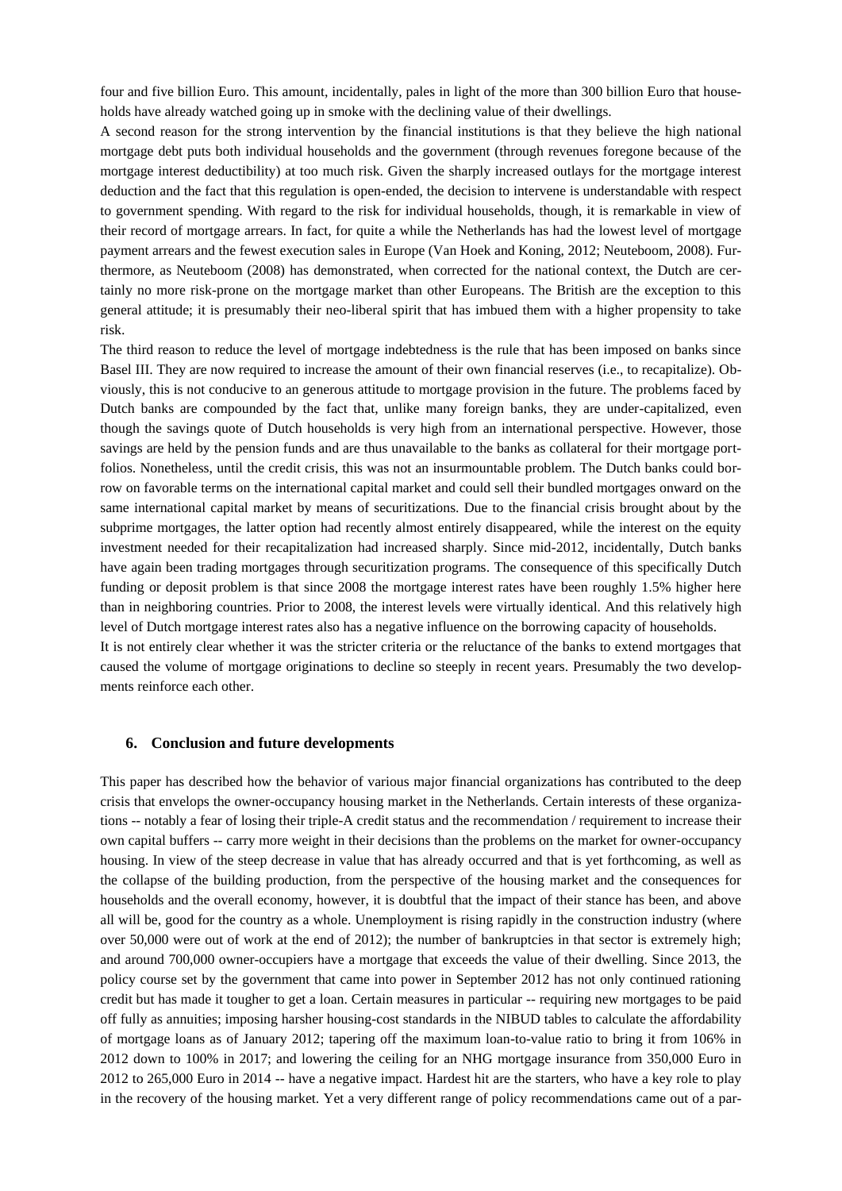four and five billion Euro. This amount, incidentally, pales in light of the more than 300 billion Euro that households have already watched going up in smoke with the declining value of their dwellings.

A second reason for the strong intervention by the financial institutions is that they believe the high national mortgage debt puts both individual households and the government (through revenues foregone because of the mortgage interest deductibility) at too much risk. Given the sharply increased outlays for the mortgage interest deduction and the fact that this regulation is open-ended, the decision to intervene is understandable with respect to government spending. With regard to the risk for individual households, though, it is remarkable in view of their record of mortgage arrears. In fact, for quite a while the Netherlands has had the lowest level of mortgage payment arrears and the fewest execution sales in Europe (Van Hoek and Koning, 2012; Neuteboom, 2008). Furthermore, as Neuteboom (2008) has demonstrated, when corrected for the national context, the Dutch are certainly no more risk-prone on the mortgage market than other Europeans. The British are the exception to this general attitude; it is presumably their neo-liberal spirit that has imbued them with a higher propensity to take risk.

The third reason to reduce the level of mortgage indebtedness is the rule that has been imposed on banks since Basel III. They are now required to increase the amount of their own financial reserves (i.e., to recapitalize). Obviously, this is not conducive to an generous attitude to mortgage provision in the future. The problems faced by Dutch banks are compounded by the fact that, unlike many foreign banks, they are under-capitalized, even though the savings quote of Dutch households is very high from an international perspective. However, those savings are held by the pension funds and are thus unavailable to the banks as collateral for their mortgage portfolios. Nonetheless, until the credit crisis, this was not an insurmountable problem. The Dutch banks could borrow on favorable terms on the international capital market and could sell their bundled mortgages onward on the same international capital market by means of securitizations. Due to the financial crisis brought about by the subprime mortgages, the latter option had recently almost entirely disappeared, while the interest on the equity investment needed for their recapitalization had increased sharply. Since mid-2012, incidentally, Dutch banks have again been trading mortgages through securitization programs. The consequence of this specifically Dutch funding or deposit problem is that since 2008 the mortgage interest rates have been roughly 1.5% higher here than in neighboring countries. Prior to 2008, the interest levels were virtually identical. And this relatively high level of Dutch mortgage interest rates also has a negative influence on the borrowing capacity of households.

It is not entirely clear whether it was the stricter criteria or the reluctance of the banks to extend mortgages that caused the volume of mortgage originations to decline so steeply in recent years. Presumably the two developments reinforce each other.

## 6. Conclusion and future developments

This paper has described how the behavior of various major financial organizations has contributed to the deep crisis that envelops the owner-occupancy housing market in the Netherlands. Certain interests of these organizations -- notably a fear of losing their triple-A credit status and the recommendation / requirement to increase their own capital buffers -- carry more weight in their decisions than the problems on the market for owner-occupancy housing. In view of the steep decrease in value that has already occurred and that is yet forthcoming, as well as the collapse of the building production, from the perspective of the housing market and the consequences for households and the overall economy, however, it is doubtful that the impact of their stance has been, and above all will be, good for the country as a whole. Unemployment is rising rapidly in the construction industry (where over 50,000 were out of work at the end of 2012); the number of bankruptcies in that sector is extremely high; and around 700,000 owner-occupiers have a mortgage that exceeds the value of their dwelling. Since 2013, the policy course set by the government that came into power in September 2012 has not only continued rationing credit but has made it tougher to get a loan. Certain measures in particular -- requiring new mortgages to be paid off fully as annuities; imposing harsher housing-cost standards in the NIBUD tables to calculate the affordability of mortgage loans as of January 2012; tapering off the maximum loan-to-value ratio to bring it from 106% in 2012 down to 100% in 2017; and lowering the ceiling for an NHG mortgage insurance from 350,000 Euro in 2012 to 265,000 Euro in 2014 -- have a negative impact. Hardest hit are the starters, who have a key role to play in the recovery of the housing market. Yet a very different range of policy recommendations came out of a par-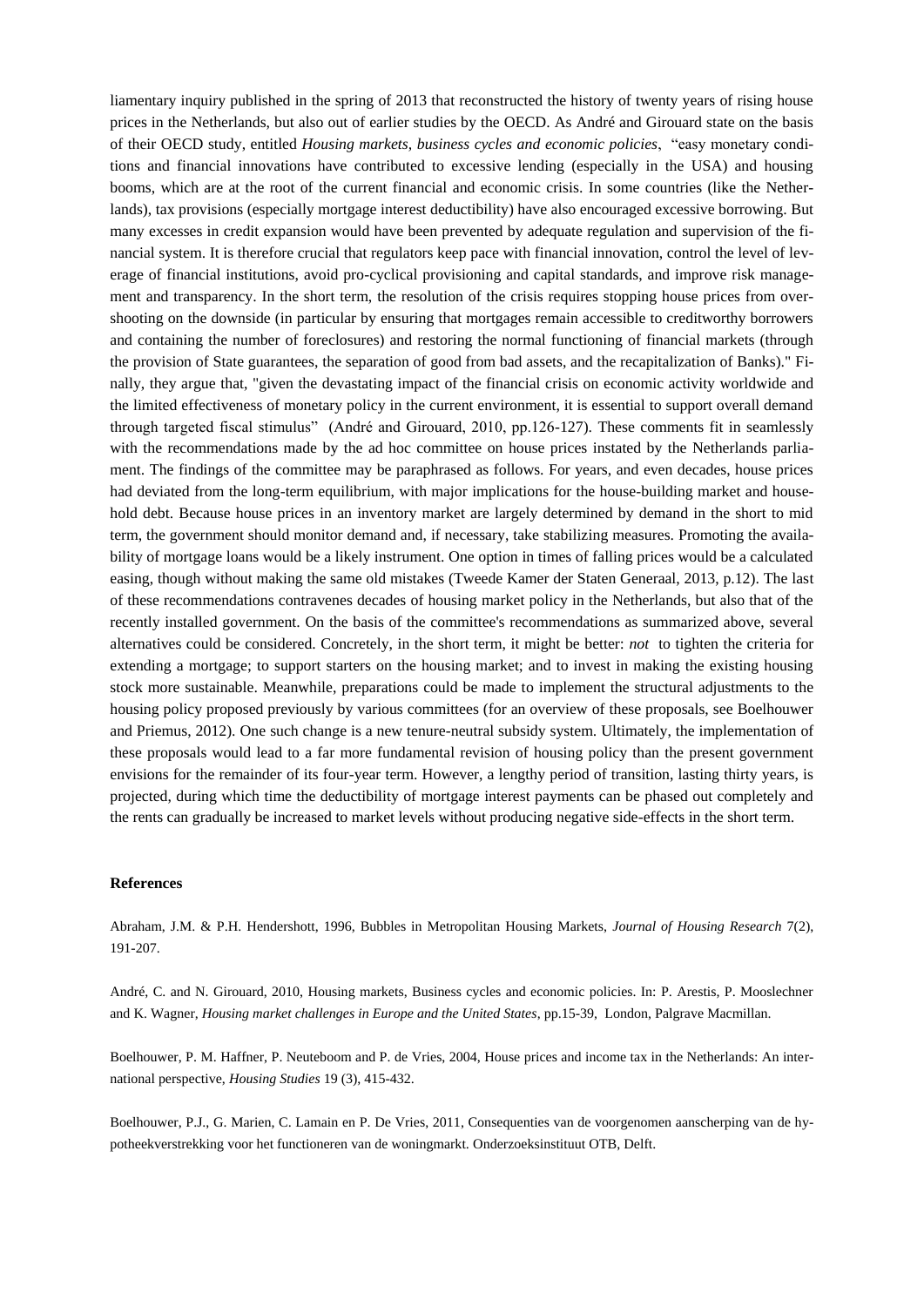liamentary inquiry published in the spring of 2013 that reconstructed the history of twenty years of rising house prices in the Netherlands, but also out of earlier studies by the OECD. As André and Girouard state on the basis of their OECD study, entitled *Housing markets, business cycles and economic policies*, "easy monetary conditions and financial innovations have contributed to excessive lending (especially in the USA) and housing booms, which are at the root of the current financial and economic crisis. In some countries (like the Netherlands), tax provisions (especially mortgage interest deductibility) have also encouraged excessive borrowing. But many excesses in credit expansion would have been prevented by adequate regulation and supervision of the financial system. It is therefore crucial that regulators keep pace with financial innovation, control the level of leverage of financial institutions, avoid pro-cyclical provisioning and capital standards, and improve risk management and transparency. In the short term, the resolution of the crisis requires stopping house prices from overshooting on the downside (in particular by ensuring that mortgages remain accessible to creditworthy borrowers and containing the number of foreclosures) and restoring the normal functioning of financial markets (through the provision of State guarantees, the separation of good from bad assets, and the recapitalization of Banks)." Finally, they argue that, "given the devastating impact of the financial crisis on economic activity worldwide and the limited effectiveness of monetary policy in the current environment, it is essential to support overall demand through targeted fiscal stimulus" (André and Girouard, 2010, pp.126-127). These comments fit in seamlessly with the recommendations made by the ad hoc committee on house prices instated by the Netherlands parliament. The findings of the committee may be paraphrased as follows. For years, and even decades, house prices had deviated from the long-term equilibrium, with major implications for the house-building market and household debt. Because house prices in an inventory market are largely determined by demand in the short to mid term, the government should monitor demand and, if necessary, take stabilizing measures. Promoting the availability of mortgage loans would be a likely instrument. One option in times of falling prices would be a calculated easing, though without making the same old mistakes (Tweede Kamer der Staten Generaal, 2013, p.12). The last of these recommendations contravenes decades of housing market policy in the Netherlands, but also that of the recently installed government. On the basis of the committee's recommendations as summarized above, several alternatives could be considered. Concretely, in the short term, it might be better: *not* to tighten the criteria for extending a mortgage; to support starters on the housing market; and to invest in making the existing housing stock more sustainable. Meanwhile, preparations could be made to implement the structural adjustments to the housing policy proposed previously by various committees (for an overview of these proposals, see Boelhouwer and Priemus, 2012). One such change is a new tenure-neutral subsidy system. Ultimately, the implementation of these proposals would lead to a far more fundamental revision of housing policy than the present government envisions for the remainder of its four-year term. However, a lengthy period of transition, lasting thirty years, is projected, during which time the deductibility of mortgage interest payments can be phased out completely and the rents can gradually be increased to market levels without producing negative side-effects in the short term.

## References

Abraham, J.M. & P.H. Hendershott, 1996, Bubbles in Metropolitan Housing Markets, *Journal of Housing Research* 7(2), 191-207.

André, C. and N. Girouard, 2010, Housing markets, Business cycles and economic policies. In: P. Arestis, P. Mooslechner and K. Wagner, *Housing market challenges in Europe and the United States*, pp.15-39, London, Palgrave Macmillan.

Boelhouwer, P. M. Haffner, P. Neuteboom and P. de Vries, 2004, House prices and income tax in the Netherlands: An international perspective, *Housing Studies* 19 (3), 415-432.

Boelhouwer, P.J., G. Marien, C. Lamain en P. De Vries, 2011, Consequenties van de voorgenomen aanscherping van de hypotheekverstrekking voor het functioneren van de woningmarkt. Onderzoeksinstituut OTB, Delft.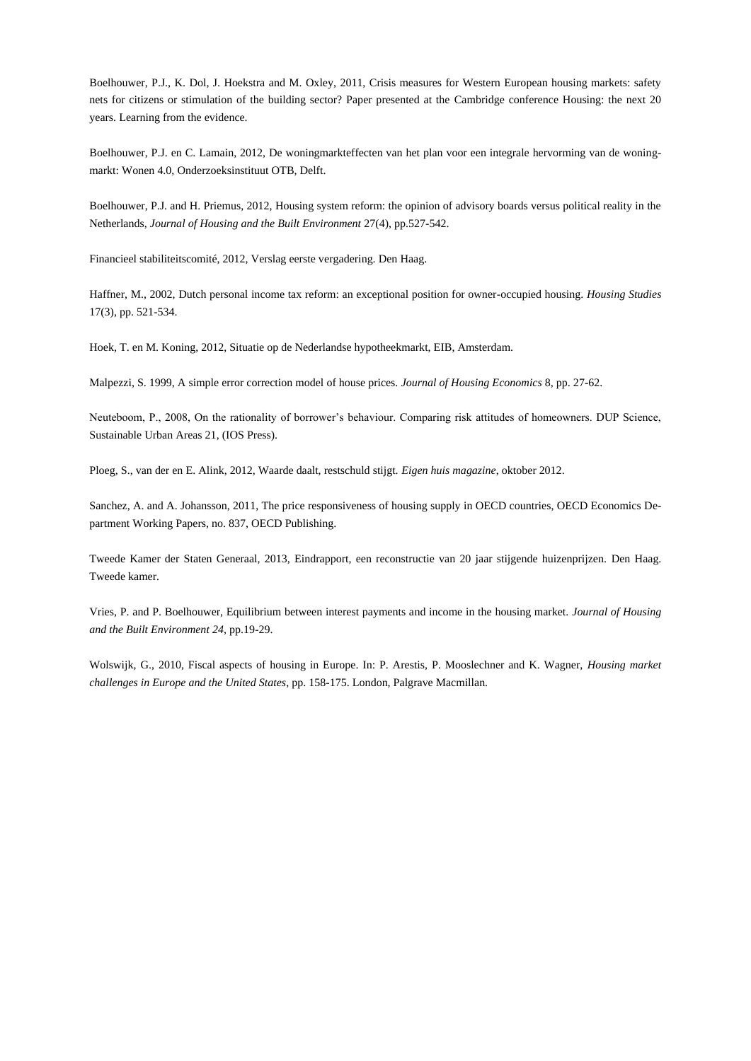Boelhouwer, P.J., K. Dol, J. Hoekstra and M. Oxley, 2011, Crisis measures for Western European housing markets: safety nets for citizens or stimulation of the building sector? Paper presented at the Cambridge conference Housing: the next 20 years. Learning from the evidence.

Boelhouwer, P.J. en C. Lamain, 2012, De woningmarkteffecten van het plan voor een integrale hervorming van de woningmarkt: Wonen 4.0, Onderzoeksinstituut OTB, Delft.

Boelhouwer, P.J. and H. Priemus, 2012, Housing system reform: the opinion of advisory boards versus political reality in the Netherlands, *Journal of Housing and the Built Environment* 27(4), pp.527-542.

Financieel stabiliteitscomité, 2012, Verslag eerste vergadering. Den Haag.

Haffner, M., 2002, Dutch personal income tax reform: an exceptional position for owner-occupied housing. *Housing Studies* 17(3), pp. 521-534.

Hoek, T. en M. Koning, 2012, Situatie op de Nederlandse hypotheekmarkt, EIB, Amsterdam.

Malpezzi, S. 1999, A simple error correction model of house prices. *Journal of Housing Economics* 8, pp. 27-62.

Neuteboom, P., 2008, On the rationality of borrower's behaviour. Comparing risk attitudes of homeowners. DUP Science, Sustainable Urban Areas 21, (IOS Press).

Ploeg, S., van der en E. Alink, 2012, Waarde daalt, restschuld stijgt. *Eigen huis magazine*, oktober 2012.

Sanchez, A. and A. Johansson, 2011, The price responsiveness of housing supply in OECD countries, OECD Economics Department Working Papers, no. 837, OECD Publishing.

Tweede Kamer der Staten Generaal, 2013, Eindrapport, een reconstructie van 20 jaar stijgende huizenprijzen. Den Haag. Tweede kamer.

Vries, P. and P. Boelhouwer, Equilibrium between interest payments and income in the housing market. *Journal of Housing and the Built Environment 24*, pp.19-29.

Wolswijk, G., 2010, Fiscal aspects of housing in Europe. In: P. Arestis, P. Mooslechner and K. Wagner, *Housing market challenges in Europe and the United States*, pp. 158-175. London, Palgrave Macmillan.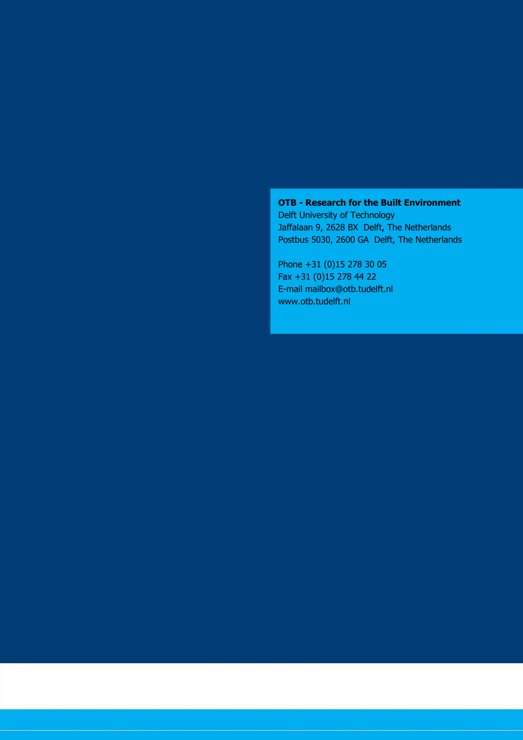**OTB - Research for the Built Environment**
Delft University of Technology
Jaffalaan 9, 2628 BX  Delft, The Netherlands
Postbus 5030, 2600 GA  Delft, The Netherlands

Phone +31 (0)15 278 30 05
Fax +31 (0)15 278 44 22
E-mail mailbox@otb.tudelft.nl
www.otb.tudelft.nl